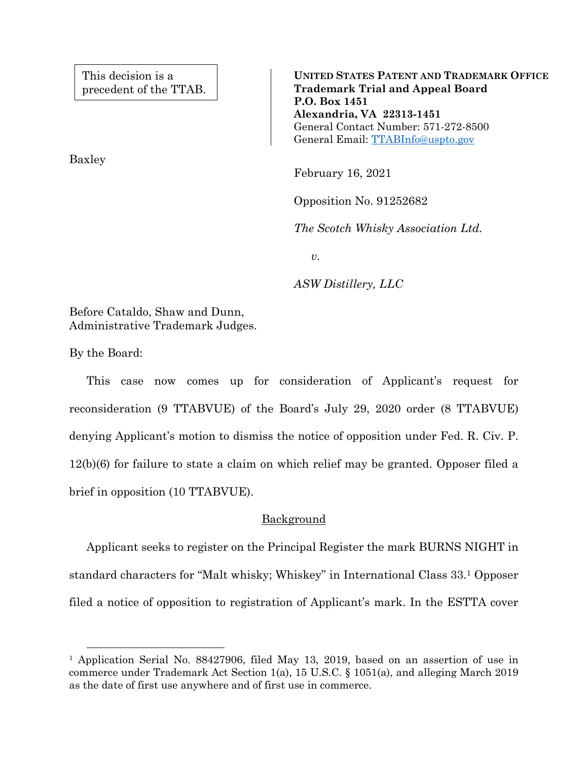This decision is a precedent of the TTAB.

**UNITED STATES PATENT AND TRADEMARK OFFICE**
**Trademark Trial and Appeal Board**
**P.O. Box 1451**
**Alexandria, VA 22313-1451**
General Contact Number: 571-272-8500
General Email: TTABInfo@uspto.gov

Baxley

February 16, 2021

Opposition No. 91252682

*The Scotch Whisky Association Ltd.*

*v.*

*ASW Distillery, LLC*

Before Cataldo, Shaw and Dunn,
Administrative Trademark Judges.

By the Board:

This case now comes up for consideration of Applicant's request for reconsideration (9 TTABVUE) of the Board's July 29, 2020 order (8 TTABVUE) denying Applicant's motion to dismiss the notice of opposition under Fed. R. Civ. P. 12(b)(6) for failure to state a claim on which relief may be granted. Opposer filed a brief in opposition (10 TTABVUE).

## Background

Applicant seeks to register on the Principal Register the mark BURNS NIGHT in standard characters for "Malt whisky; Whiskey" in International Class 33.[1] Opposer filed a notice of opposition to registration of Applicant's mark. In the ESTTA cover

[1] Application Serial No. 88427906, filed May 13, 2019, based on an assertion of use in commerce under Trademark Act Section 1(a), 15 U.S.C. § 1051(a), and alleging March 2019 as the date of first use anywhere and of first use in commerce.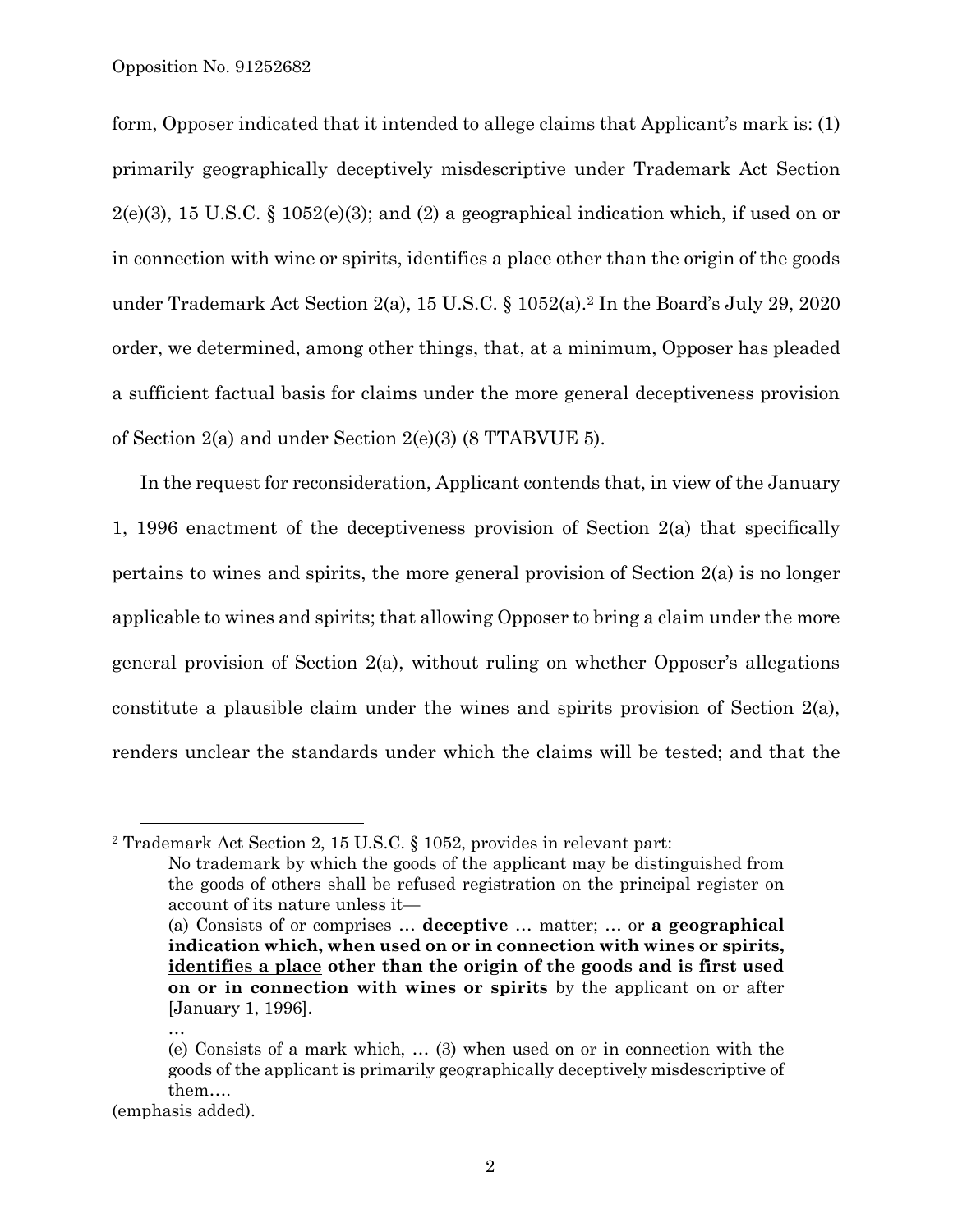form, Opposer indicated that it intended to allege claims that Applicant's mark is: (1) primarily geographically deceptively misdescriptive under Trademark Act Section 2(e)(3), 15 U.S.C. § 1052(e)(3); and (2) a geographical indication which, if used on or in connection with wine or spirits, identifies a place other than the origin of the goods under Trademark Act Section 2(a), 15 U.S.C. § 1052(a).[2] In the Board's July 29, 2020 order, we determined, among other things, that, at a minimum, Opposer has pleaded a sufficient factual basis for claims under the more general deceptiveness provision of Section 2(a) and under Section 2(e)(3) (8 TTABVUE 5).

In the request for reconsideration, Applicant contends that, in view of the January 1, 1996 enactment of the deceptiveness provision of Section 2(a) that specifically pertains to wines and spirits, the more general provision of Section 2(a) is no longer applicable to wines and spirits; that allowing Opposer to bring a claim under the more general provision of Section 2(a), without ruling on whether Opposer's allegations constitute a plausible claim under the wines and spirits provision of Section 2(a), renders unclear the standards under which the claims will be tested; and that the

---

[2] Trademark Act Section 2, 15 U.S.C. § 1052, provides in relevant part:

> No trademark by which the goods of the applicant may be distinguished from the goods of others shall be refused registration on the principal register on account of its nature unless it—
>
> (a) Consists of or comprises … **deceptive** … matter; … or **a geographical indication which, when used on or in connection with wines or spirits, <u>identifies a place</u> other than the origin of the goods and is first used on or in connection with wines or spirits** by the applicant on or after [January 1, 1996].
>
> …
>
> (e) Consists of a mark which, … (3) when used on or in connection with the goods of the applicant is primarily geographically deceptively misdescriptive of them….

(emphasis added).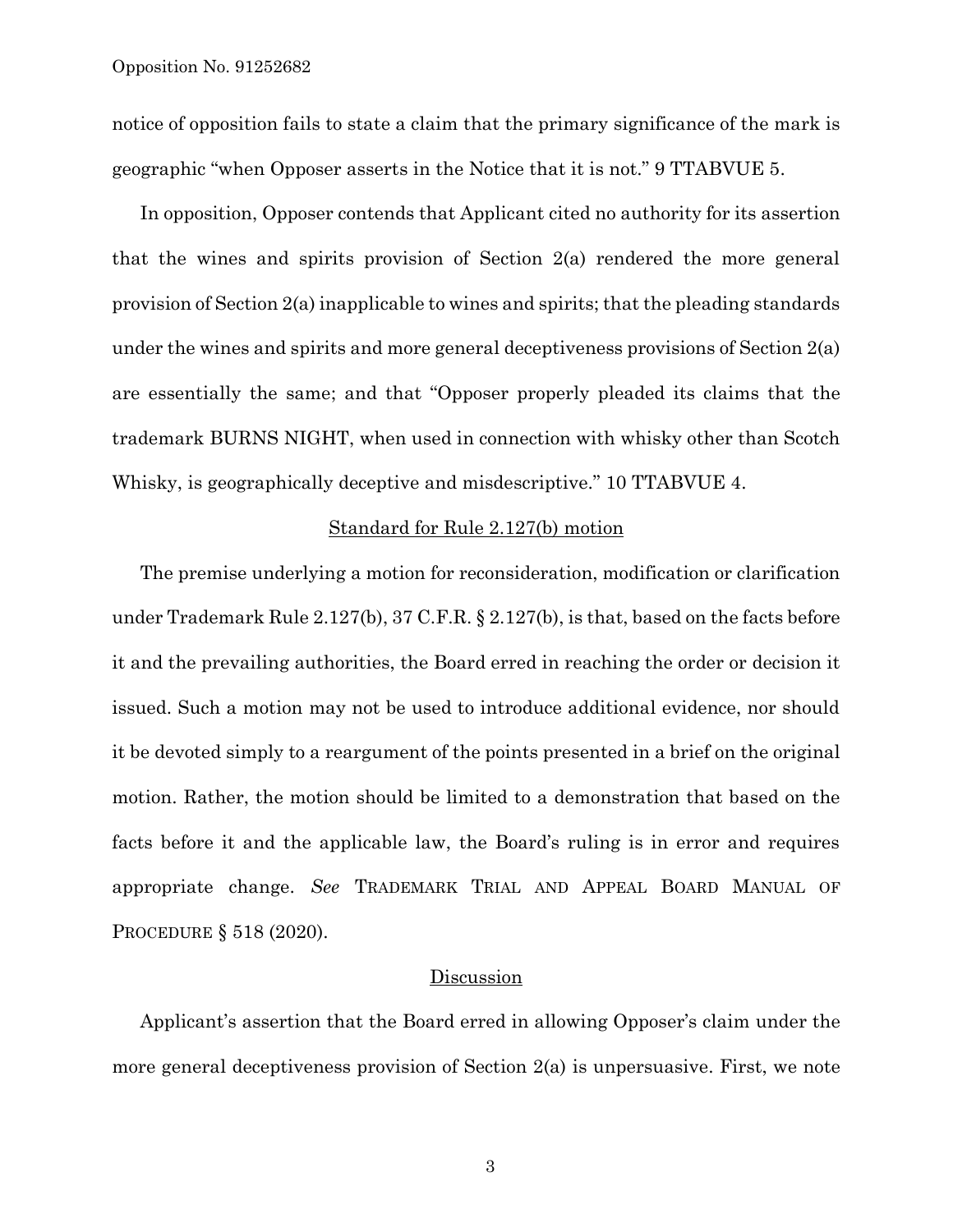notice of opposition fails to state a claim that the primary significance of the mark is geographic "when Opposer asserts in the Notice that it is not." 9 TTABVUE 5.

In opposition, Opposer contends that Applicant cited no authority for its assertion that the wines and spirits provision of Section 2(a) rendered the more general provision of Section 2(a) inapplicable to wines and spirits; that the pleading standards under the wines and spirits and more general deceptiveness provisions of Section 2(a) are essentially the same; and that "Opposer properly pleaded its claims that the trademark BURNS NIGHT, when used in connection with whisky other than Scotch Whisky, is geographically deceptive and misdescriptive." 10 TTABVUE 4.

## Standard for Rule 2.127(b) motion

The premise underlying a motion for reconsideration, modification or clarification under Trademark Rule 2.127(b), 37 C.F.R. § 2.127(b), is that, based on the facts before it and the prevailing authorities, the Board erred in reaching the order or decision it issued. Such a motion may not be used to introduce additional evidence, nor should it be devoted simply to a reargument of the points presented in a brief on the original motion. Rather, the motion should be limited to a demonstration that based on the facts before it and the applicable law, the Board's ruling is in error and requires appropriate change. *See* TRADEMARK TRIAL AND APPEAL BOARD MANUAL OF PROCEDURE § 518 (2020).

## Discussion

Applicant's assertion that the Board erred in allowing Opposer's claim under the more general deceptiveness provision of Section 2(a) is unpersuasive. First, we note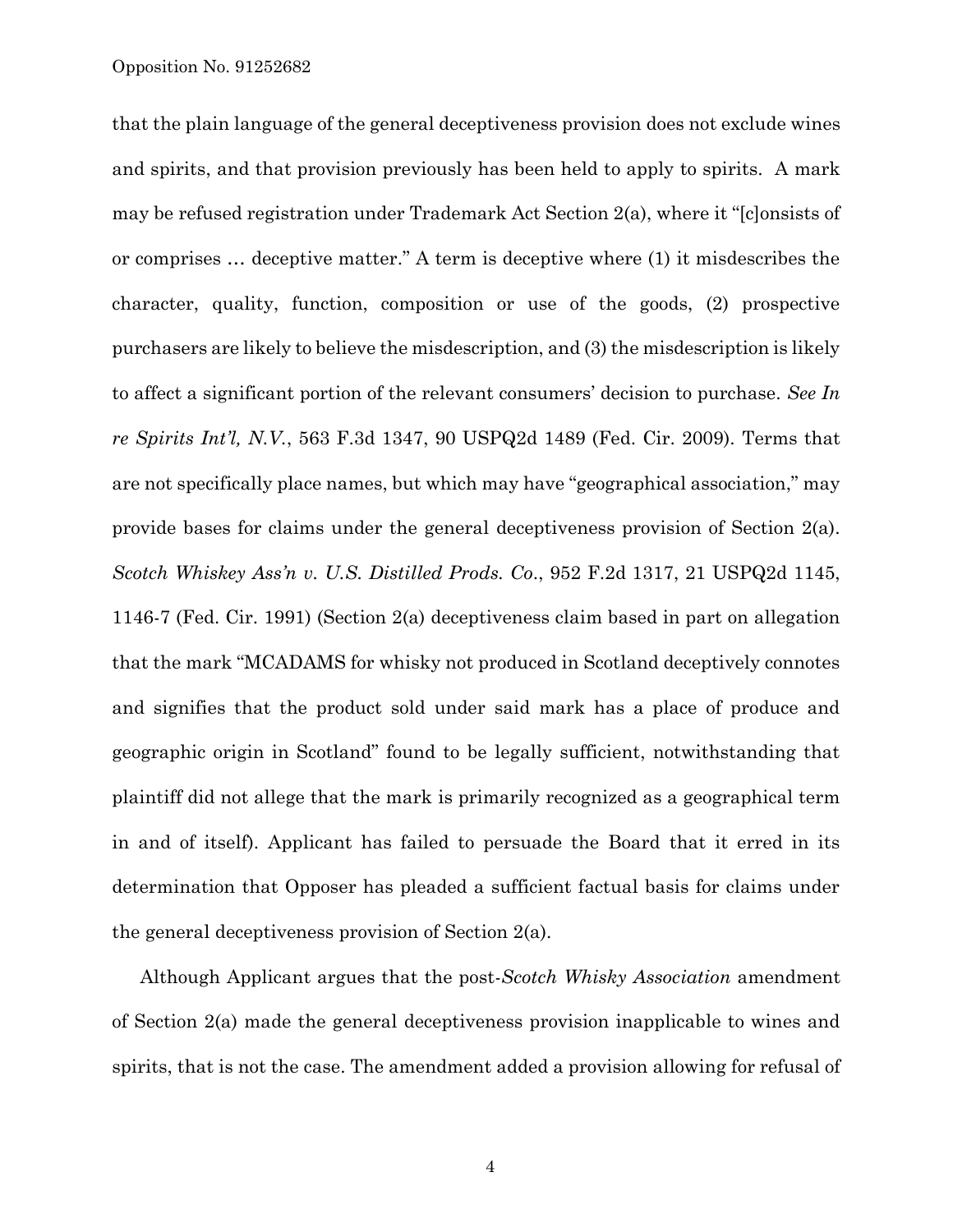that the plain language of the general deceptiveness provision does not exclude wines and spirits, and that provision previously has been held to apply to spirits. A mark may be refused registration under Trademark Act Section 2(a), where it "[c]onsists of or comprises … deceptive matter." A term is deceptive where (1) it misdescribes the character, quality, function, composition or use of the goods, (2) prospective purchasers are likely to believe the misdescription, and (3) the misdescription is likely to affect a significant portion of the relevant consumers' decision to purchase. *See In re Spirits Int'l, N.V.*, 563 F.3d 1347, 90 USPQ2d 1489 (Fed. Cir. 2009). Terms that are not specifically place names, but which may have "geographical association," may provide bases for claims under the general deceptiveness provision of Section 2(a). *Scotch Whiskey Ass'n v. U.S. Distilled Prods. Co*., 952 F.2d 1317, 21 USPQ2d 1145, 1146-7 (Fed. Cir. 1991) (Section 2(a) deceptiveness claim based in part on allegation that the mark "MCADAMS for whisky not produced in Scotland deceptively connotes and signifies that the product sold under said mark has a place of produce and geographic origin in Scotland" found to be legally sufficient, notwithstanding that plaintiff did not allege that the mark is primarily recognized as a geographical term in and of itself). Applicant has failed to persuade the Board that it erred in its determination that Opposer has pleaded a sufficient factual basis for claims under the general deceptiveness provision of Section 2(a).

Although Applicant argues that the post-*Scotch Whisky Association* amendment of Section 2(a) made the general deceptiveness provision inapplicable to wines and spirits, that is not the case. The amendment added a provision allowing for refusal of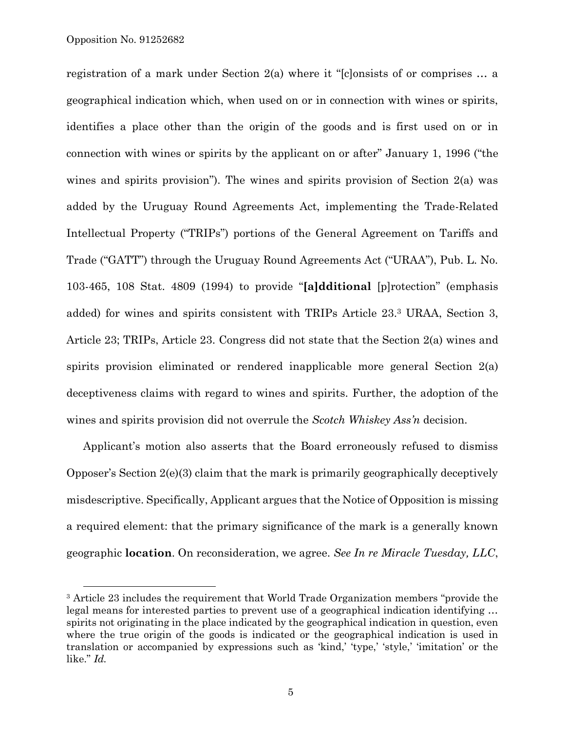registration of a mark under Section 2(a) where it "[c]onsists of or comprises … a geographical indication which, when used on or in connection with wines or spirits, identifies a place other than the origin of the goods and is first used on or in connection with wines or spirits by the applicant on or after" January 1, 1996 ("the wines and spirits provision"). The wines and spirits provision of Section 2(a) was added by the Uruguay Round Agreements Act, implementing the Trade-Related Intellectual Property ("TRIPs") portions of the General Agreement on Tariffs and Trade ("GATT") through the Uruguay Round Agreements Act ("URAA"), Pub. L. No. 103-465, 108 Stat. 4809 (1994) to provide "**[a]dditional** [p]rotection" (emphasis added) for wines and spirits consistent with TRIPs Article 23.[3] URAA, Section 3, Article 23; TRIPs, Article 23. Congress did not state that the Section 2(a) wines and spirits provision eliminated or rendered inapplicable more general Section 2(a) deceptiveness claims with regard to wines and spirits. Further, the adoption of the wines and spirits provision did not overrule the *Scotch Whiskey Ass'n* decision.

Applicant's motion also asserts that the Board erroneously refused to dismiss Opposer's Section 2(e)(3) claim that the mark is primarily geographically deceptively misdescriptive. Specifically, Applicant argues that the Notice of Opposition is missing a required element: that the primary significance of the mark is a generally known geographic **location**. On reconsideration, we agree. *See In re Miracle Tuesday, LLC*,

[3] Article 23 includes the requirement that World Trade Organization members "provide the legal means for interested parties to prevent use of a geographical indication identifying … spirits not originating in the place indicated by the geographical indication in question, even where the true origin of the goods is indicated or the geographical indication is used in translation or accompanied by expressions such as 'kind,' 'type,' 'style,' 'imitation' or the like." *Id.*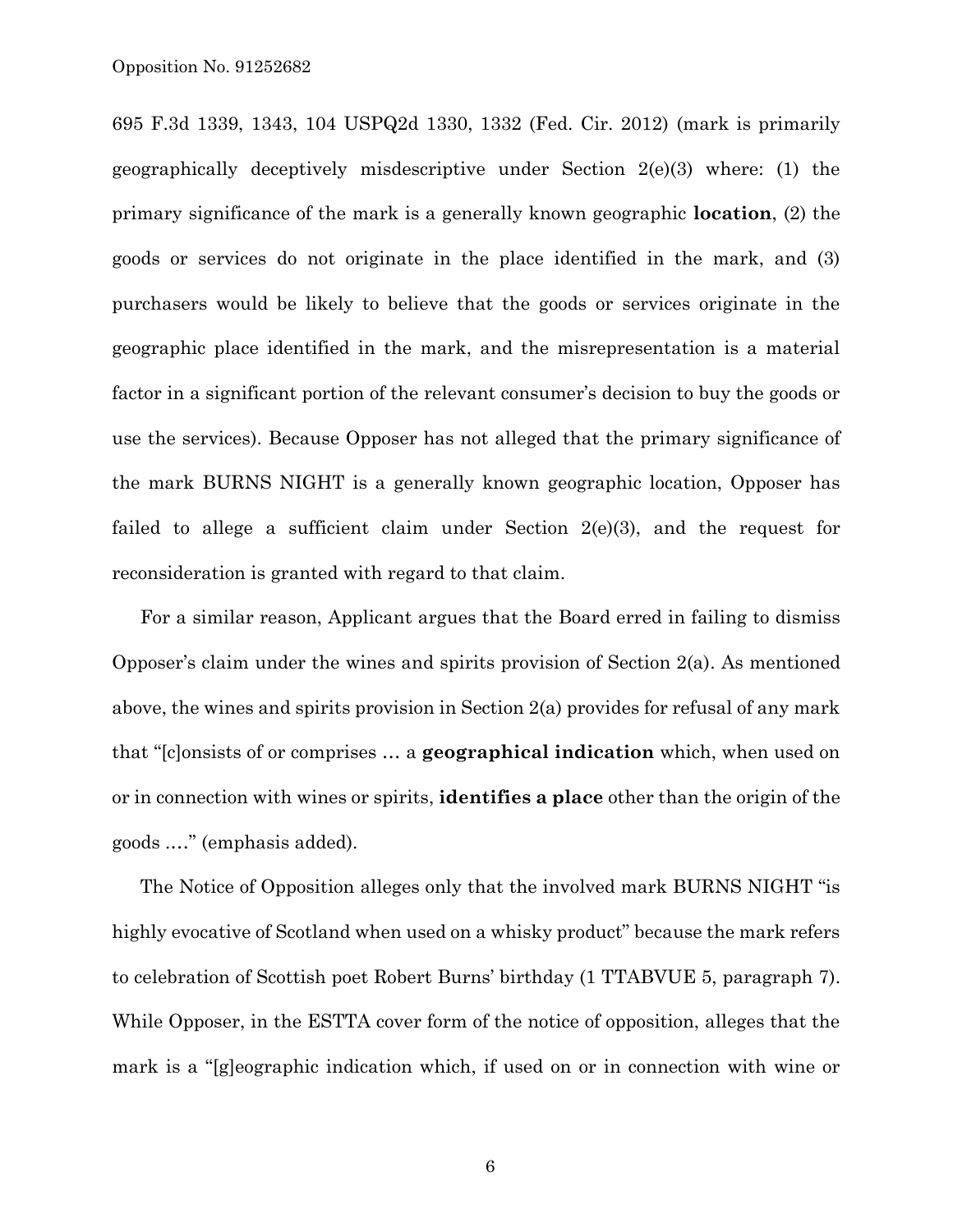695 F.3d 1339, 1343, 104 USPQ2d 1330, 1332 (Fed. Cir. 2012) (mark is primarily geographically deceptively misdescriptive under Section 2(e)(3) where: (1) the primary significance of the mark is a generally known geographic **location**, (2) the goods or services do not originate in the place identified in the mark, and (3) purchasers would be likely to believe that the goods or services originate in the geographic place identified in the mark, and the misrepresentation is a material factor in a significant portion of the relevant consumer's decision to buy the goods or use the services). Because Opposer has not alleged that the primary significance of the mark BURNS NIGHT is a generally known geographic location, Opposer has failed to allege a sufficient claim under Section 2(e)(3), and the request for reconsideration is granted with regard to that claim.

For a similar reason, Applicant argues that the Board erred in failing to dismiss Opposer's claim under the wines and spirits provision of Section 2(a). As mentioned above, the wines and spirits provision in Section 2(a) provides for refusal of any mark that "[c]onsists of or comprises … a **geographical indication** which, when used on or in connection with wines or spirits, **identifies a place** other than the origin of the goods …." (emphasis added).

The Notice of Opposition alleges only that the involved mark BURNS NIGHT "is highly evocative of Scotland when used on a whisky product" because the mark refers to celebration of Scottish poet Robert Burns' birthday (1 TTABVUE 5, paragraph 7). While Opposer, in the ESTTA cover form of the notice of opposition, alleges that the mark is a "[g]eographic indication which, if used on or in connection with wine or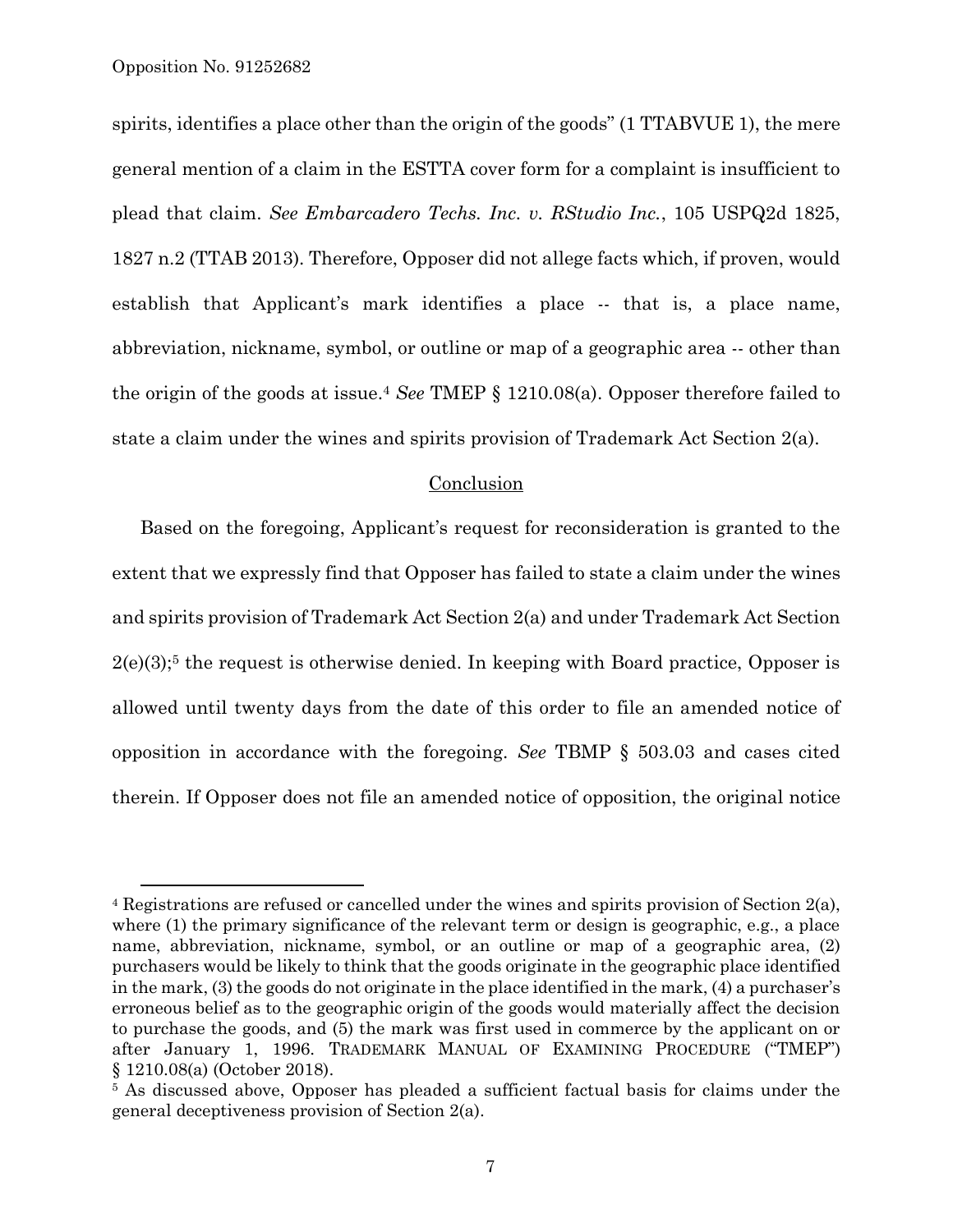spirits, identifies a place other than the origin of the goods" (1 TTABVUE 1), the mere general mention of a claim in the ESTTA cover form for a complaint is insufficient to plead that claim. *See Embarcadero Techs. Inc. v. RStudio Inc.*, 105 USPQ2d 1825, 1827 n.2 (TTAB 2013). Therefore, Opposer did not allege facts which, if proven, would establish that Applicant's mark identifies a place -- that is, a place name, abbreviation, nickname, symbol, or outline or map of a geographic area -- other than the origin of the goods at issue.[4] *See* TMEP § 1210.08(a). Opposer therefore failed to state a claim under the wines and spirits provision of Trademark Act Section 2(a).

## Conclusion

Based on the foregoing, Applicant's request for reconsideration is granted to the extent that we expressly find that Opposer has failed to state a claim under the wines and spirits provision of Trademark Act Section 2(a) and under Trademark Act Section 2(e)(3);[5] the request is otherwise denied. In keeping with Board practice, Opposer is allowed until twenty days from the date of this order to file an amended notice of opposition in accordance with the foregoing. *See* TBMP § 503.03 and cases cited therein. If Opposer does not file an amended notice of opposition, the original notice

---

[4] Registrations are refused or cancelled under the wines and spirits provision of Section 2(a), where (1) the primary significance of the relevant term or design is geographic, e.g., a place name, abbreviation, nickname, symbol, or an outline or map of a geographic area, (2) purchasers would be likely to think that the goods originate in the geographic place identified in the mark, (3) the goods do not originate in the place identified in the mark, (4) a purchaser's erroneous belief as to the geographic origin of the goods would materially affect the decision to purchase the goods, and (5) the mark was first used in commerce by the applicant on or after January 1, 1996. TRADEMARK MANUAL OF EXAMINING PROCEDURE ("TMEP") § 1210.08(a) (October 2018).

[5] As discussed above, Opposer has pleaded a sufficient factual basis for claims under the general deceptiveness provision of Section 2(a).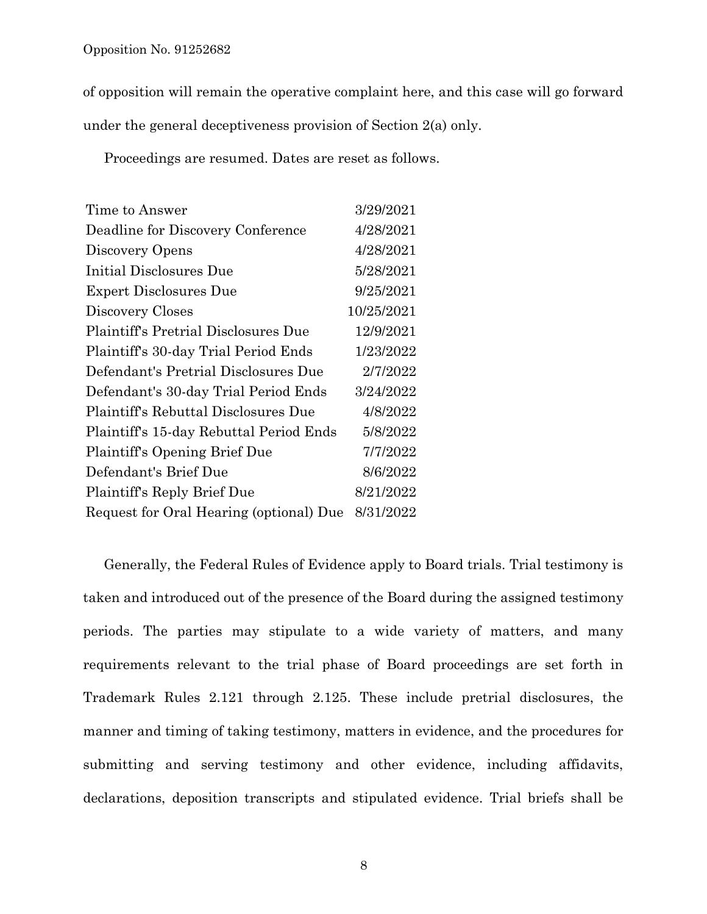of opposition will remain the operative complaint here, and this case will go forward under the general deceptiveness provision of Section 2(a) only.

Proceedings are resumed. Dates are reset as follows.

| | |
|---|---|
| Time to Answer | 3/29/2021 |
| Deadline for Discovery Conference | 4/28/2021 |
| Discovery Opens | 4/28/2021 |
| Initial Disclosures Due | 5/28/2021 |
| Expert Disclosures Due | 9/25/2021 |
| Discovery Closes | 10/25/2021 |
| Plaintiff's Pretrial Disclosures Due | 12/9/2021 |
| Plaintiff's 30-day Trial Period Ends | 1/23/2022 |
| Defendant's Pretrial Disclosures Due | 2/7/2022 |
| Defendant's 30-day Trial Period Ends | 3/24/2022 |
| Plaintiff's Rebuttal Disclosures Due | 4/8/2022 |
| Plaintiff's 15-day Rebuttal Period Ends | 5/8/2022 |
| Plaintiff's Opening Brief Due | 7/7/2022 |
| Defendant's Brief Due | 8/6/2022 |
| Plaintiff's Reply Brief Due | 8/21/2022 |
| Request for Oral Hearing (optional) Due | 8/31/2022 |

Generally, the Federal Rules of Evidence apply to Board trials. Trial testimony is taken and introduced out of the presence of the Board during the assigned testimony periods. The parties may stipulate to a wide variety of matters, and many requirements relevant to the trial phase of Board proceedings are set forth in Trademark Rules 2.121 through 2.125. These include pretrial disclosures, the manner and timing of taking testimony, matters in evidence, and the procedures for submitting and serving testimony and other evidence, including affidavits, declarations, deposition transcripts and stipulated evidence. Trial briefs shall be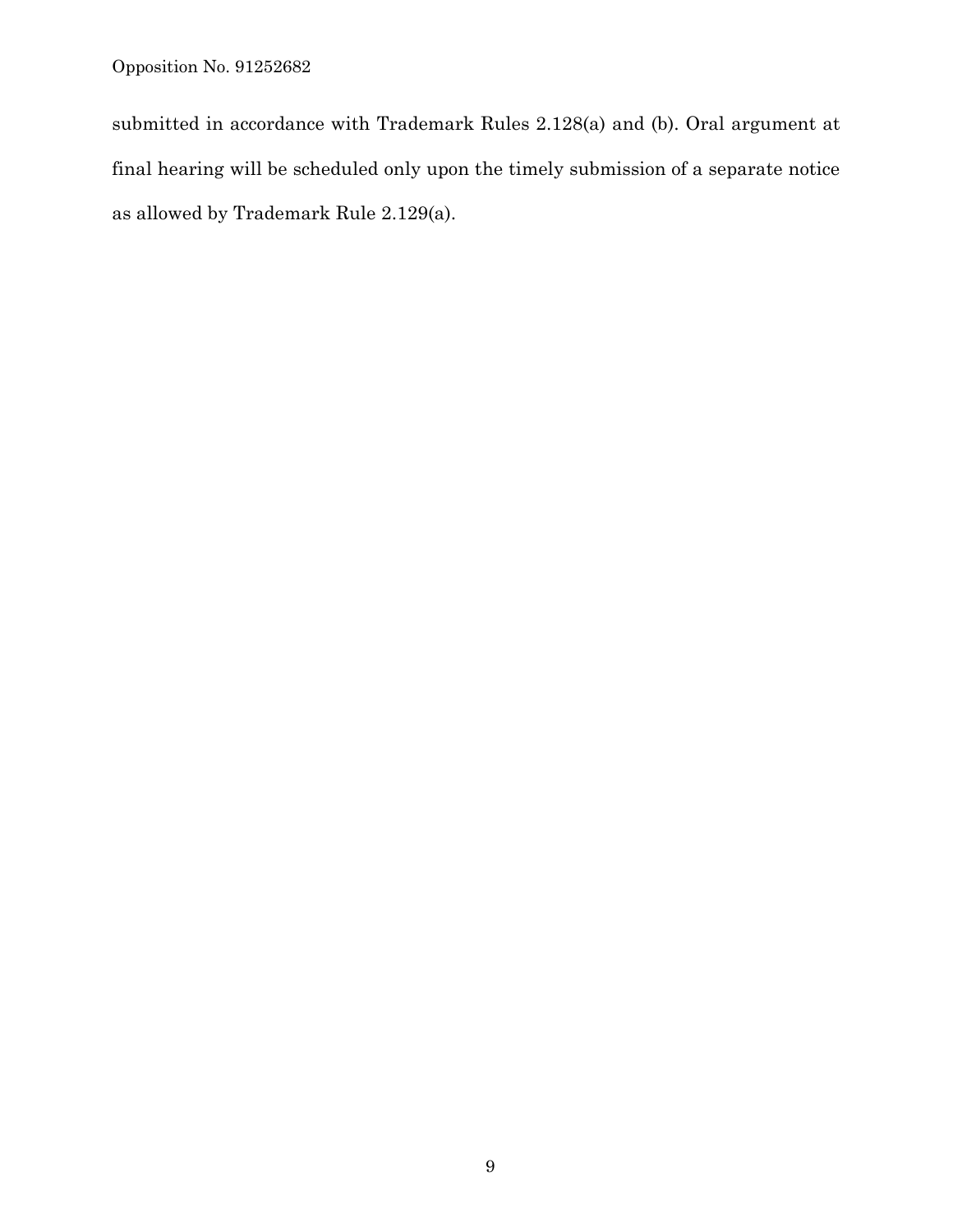submitted in accordance with Trademark Rules 2.128(a) and (b). Oral argument at final hearing will be scheduled only upon the timely submission of a separate notice as allowed by Trademark Rule 2.129(a).